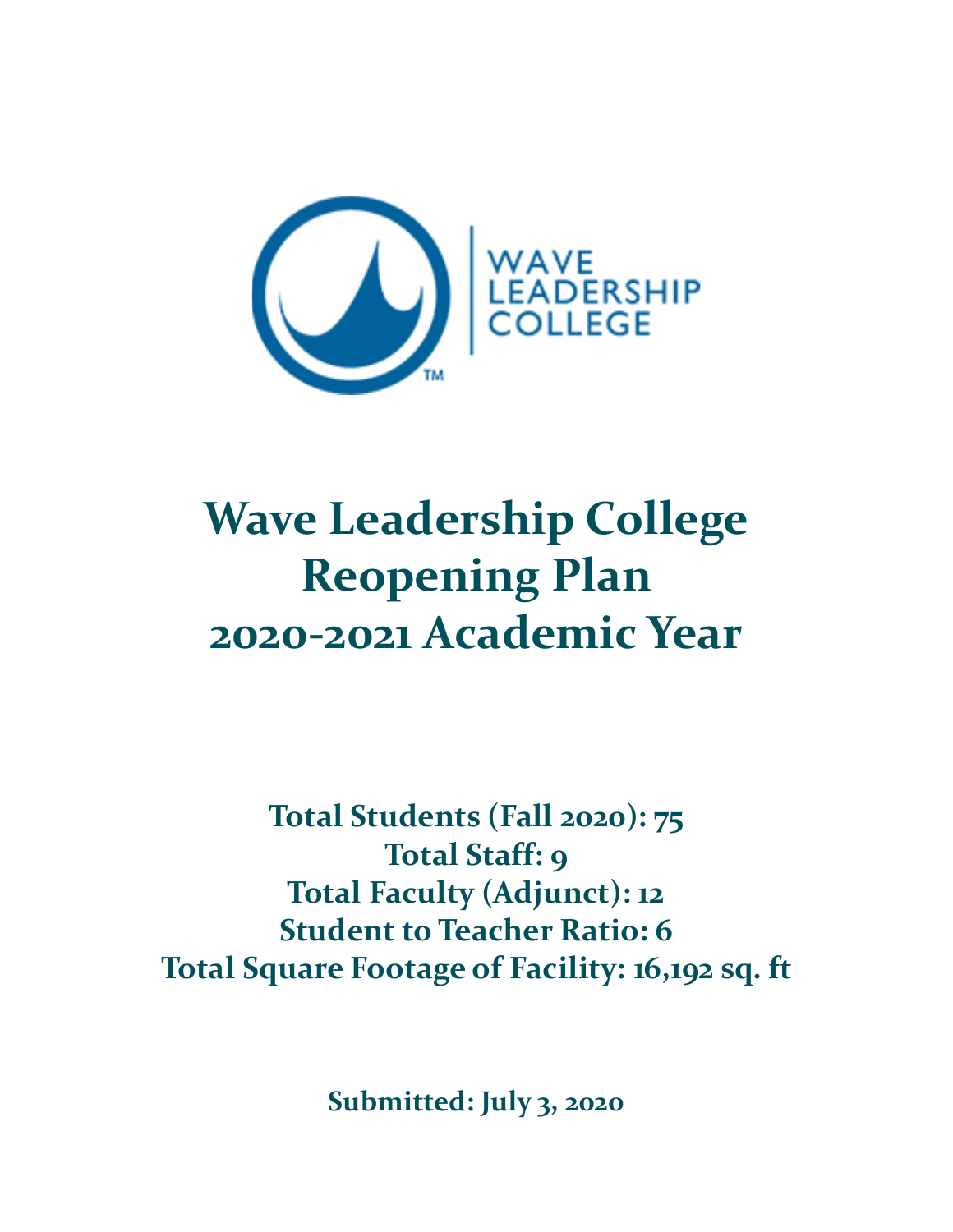# Wave Leadership College Reopening Plan 2020-2021 Academic Year

**Total Students (Fall 2020): 75**
**Total Staff: 9**
**Total Faculty (Adjunct): 12**
**Student to Teacher Ratio: 6**
**Total Square Footage of Facility: 16,192 sq. ft**

**Submitted: July 3, 2020**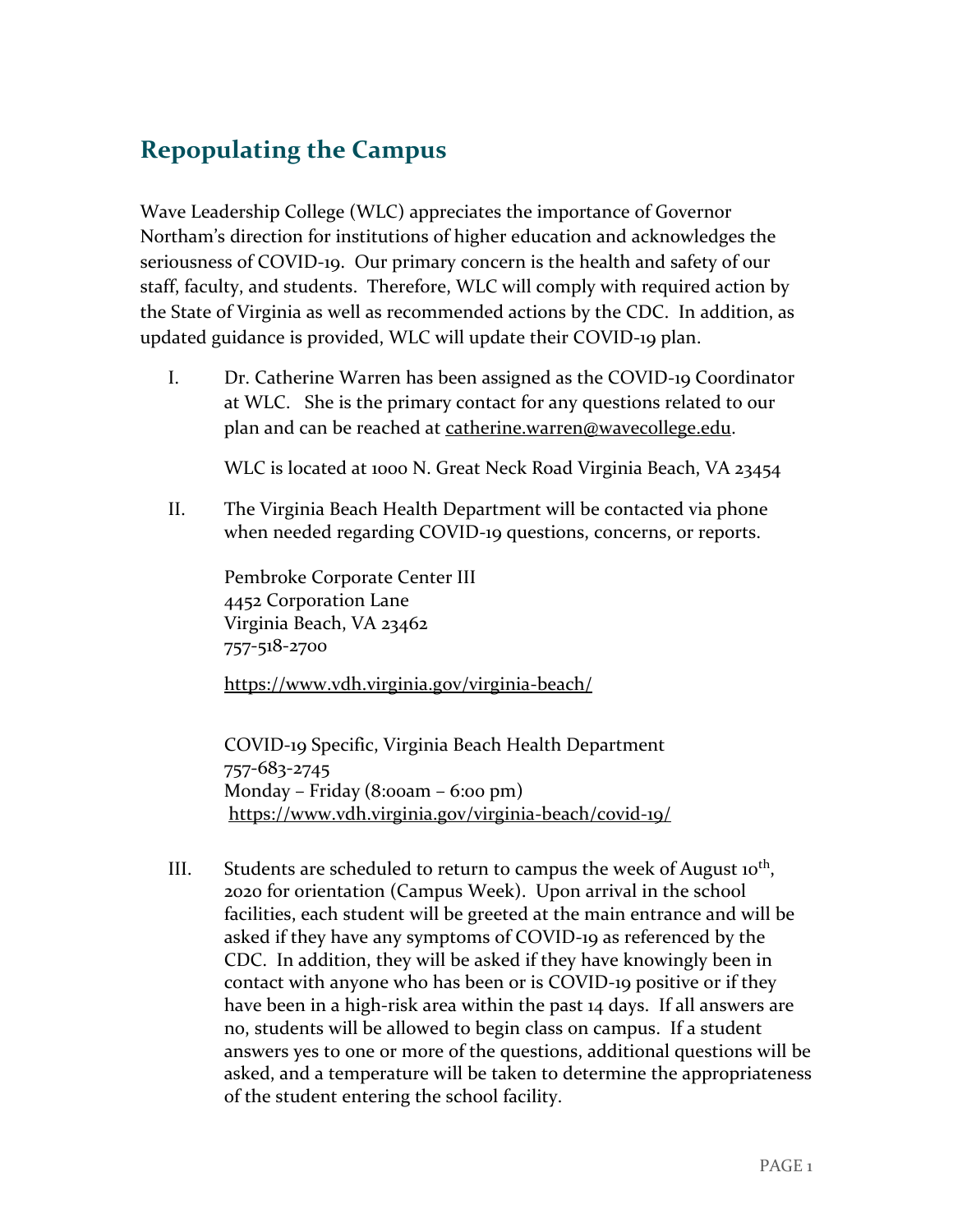## Repopulating the Campus

Wave Leadership College (WLC) appreciates the importance of Governor Northam's direction for institutions of higher education and acknowledges the seriousness of COVID-19. Our primary concern is the health and safety of our staff, faculty, and students. Therefore, WLC will comply with required action by the State of Virginia as well as recommended actions by the CDC. In addition, as updated guidance is provided, WLC will update their COVID-19 plan.

I. Dr. Catherine Warren has been assigned as the COVID-19 Coordinator at WLC. She is the primary contact for any questions related to our plan and can be reached at catherine.warren@wavecollege.edu.

   WLC is located at 1000 N. Great Neck Road Virginia Beach, VA 23454

II. The Virginia Beach Health Department will be contacted via phone when needed regarding COVID-19 questions, concerns, or reports.

   Pembroke Corporate Center III
   4452 Corporation Lane
   Virginia Beach, VA 23462
   757-518-2700

   https://www.vdh.virginia.gov/virginia-beach/

   COVID-19 Specific, Virginia Beach Health Department
   757-683-2745
   Monday – Friday (8:00am – 6:00 pm)
   https://www.vdh.virginia.gov/virginia-beach/covid-19/

III. Students are scheduled to return to campus the week of August 10th, 2020 for orientation (Campus Week). Upon arrival in the school facilities, each student will be greeted at the main entrance and will be asked if they have any symptoms of COVID-19 as referenced by the CDC. In addition, they will be asked if they have knowingly been in contact with anyone who has been or is COVID-19 positive or if they have been in a high-risk area within the past 14 days. If all answers are no, students will be allowed to begin class on campus. If a student answers yes to one or more of the questions, additional questions will be asked, and a temperature will be taken to determine the appropriateness of the student entering the school facility.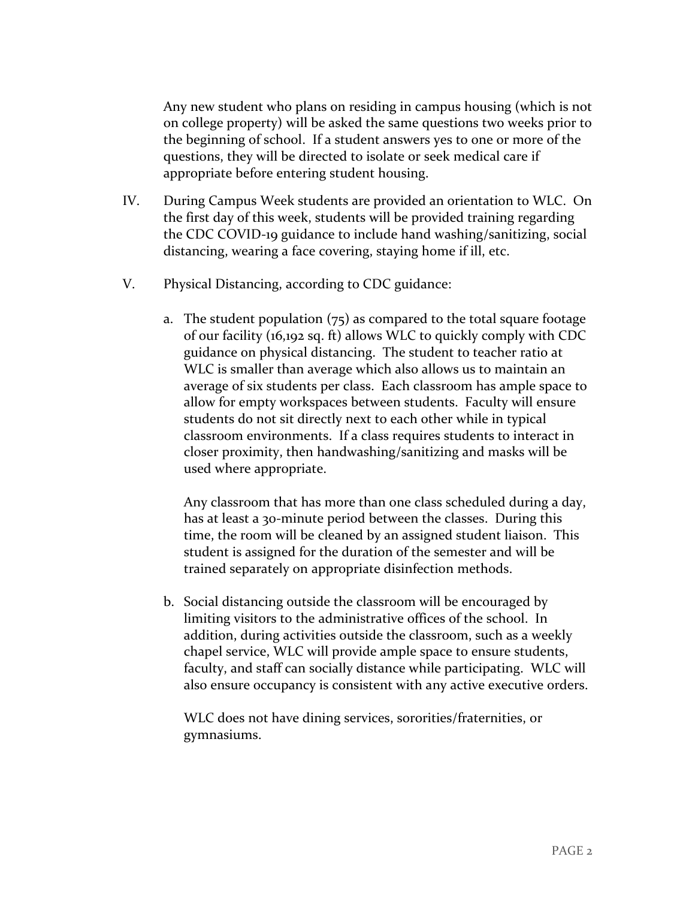Any new student who plans on residing in campus housing (which is not on college property) will be asked the same questions two weeks prior to the beginning of school. If a student answers yes to one or more of the questions, they will be directed to isolate or seek medical care if appropriate before entering student housing.

IV. During Campus Week students are provided an orientation to WLC. On the first day of this week, students will be provided training regarding the CDC COVID-19 guidance to include hand washing/sanitizing, social distancing, wearing a face covering, staying home if ill, etc.

V. Physical Distancing, according to CDC guidance:

   a. The student population (75) as compared to the total square footage of our facility (16,192 sq. ft) allows WLC to quickly comply with CDC guidance on physical distancing. The student to teacher ratio at WLC is smaller than average which also allows us to maintain an average of six students per class. Each classroom has ample space to allow for empty workspaces between students. Faculty will ensure students do not sit directly next to each other while in typical classroom environments. If a class requires students to interact in closer proximity, then handwashing/sanitizing and masks will be used where appropriate.

   Any classroom that has more than one class scheduled during a day, has at least a 30-minute period between the classes. During this time, the room will be cleaned by an assigned student liaison. This student is assigned for the duration of the semester and will be trained separately on appropriate disinfection methods.

   b. Social distancing outside the classroom will be encouraged by limiting visitors to the administrative offices of the school. In addition, during activities outside the classroom, such as a weekly chapel service, WLC will provide ample space to ensure students, faculty, and staff can socially distance while participating. WLC will also ensure occupancy is consistent with any active executive orders.

   WLC does not have dining services, sororities/fraternities, or gymnasiums.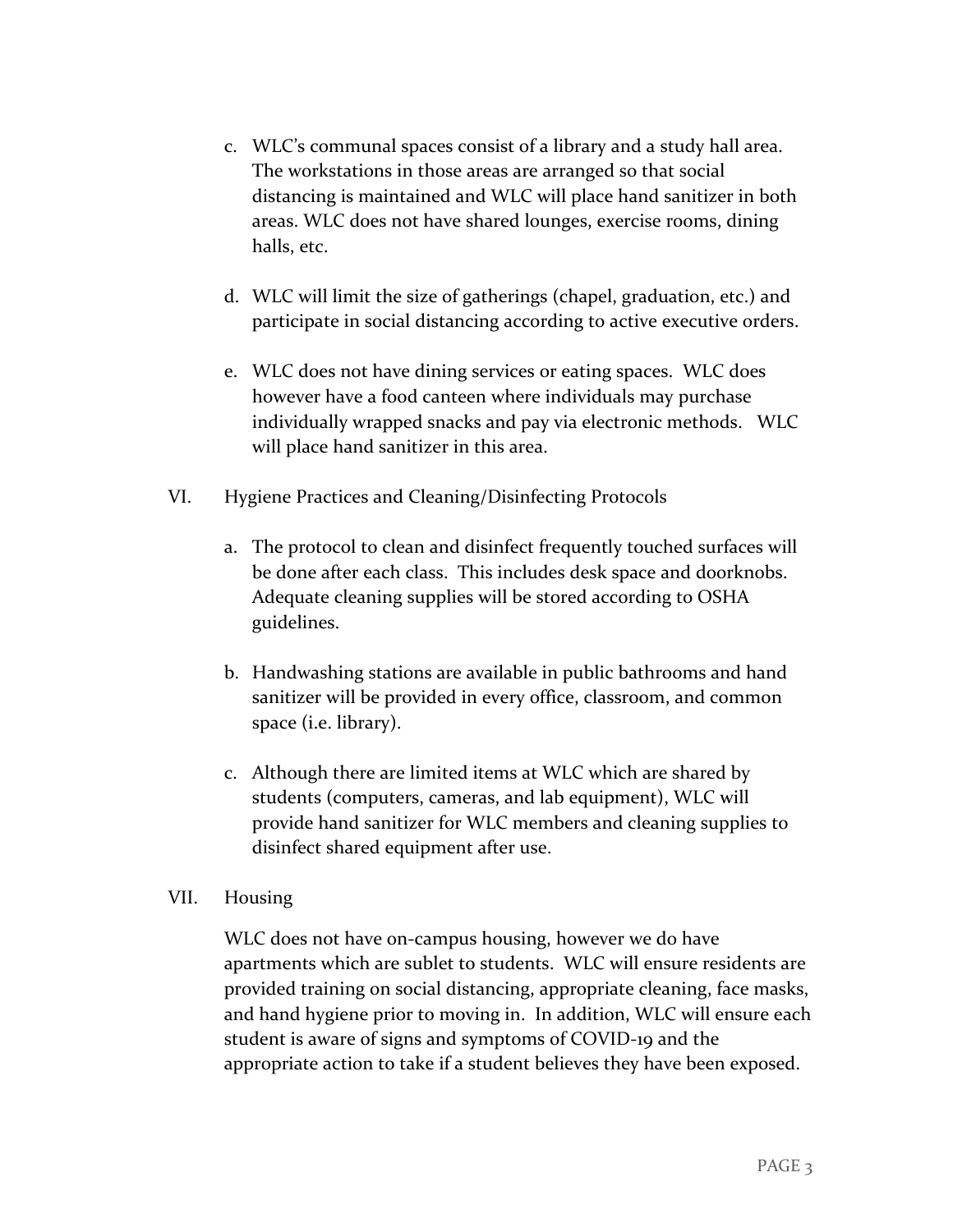c. WLC's communal spaces consist of a library and a study hall area. The workstations in those areas are arranged so that social distancing is maintained and WLC will place hand sanitizer in both areas. WLC does not have shared lounges, exercise rooms, dining halls, etc.

d. WLC will limit the size of gatherings (chapel, graduation, etc.) and participate in social distancing according to active executive orders.

e. WLC does not have dining services or eating spaces. WLC does however have a food canteen where individuals may purchase individually wrapped snacks and pay via electronic methods. WLC will place hand sanitizer in this area.

VI. Hygiene Practices and Cleaning/Disinfecting Protocols

a. The protocol to clean and disinfect frequently touched surfaces will be done after each class. This includes desk space and doorknobs. Adequate cleaning supplies will be stored according to OSHA guidelines.

b. Handwashing stations are available in public bathrooms and hand sanitizer will be provided in every office, classroom, and common space (i.e. library).

c. Although there are limited items at WLC which are shared by students (computers, cameras, and lab equipment), WLC will provide hand sanitizer for WLC members and cleaning supplies to disinfect shared equipment after use.

VII. Housing

WLC does not have on-campus housing, however we do have apartments which are sublet to students. WLC will ensure residents are provided training on social distancing, appropriate cleaning, face masks, and hand hygiene prior to moving in. In addition, WLC will ensure each student is aware of signs and symptoms of COVID-19 and the appropriate action to take if a student believes they have been exposed.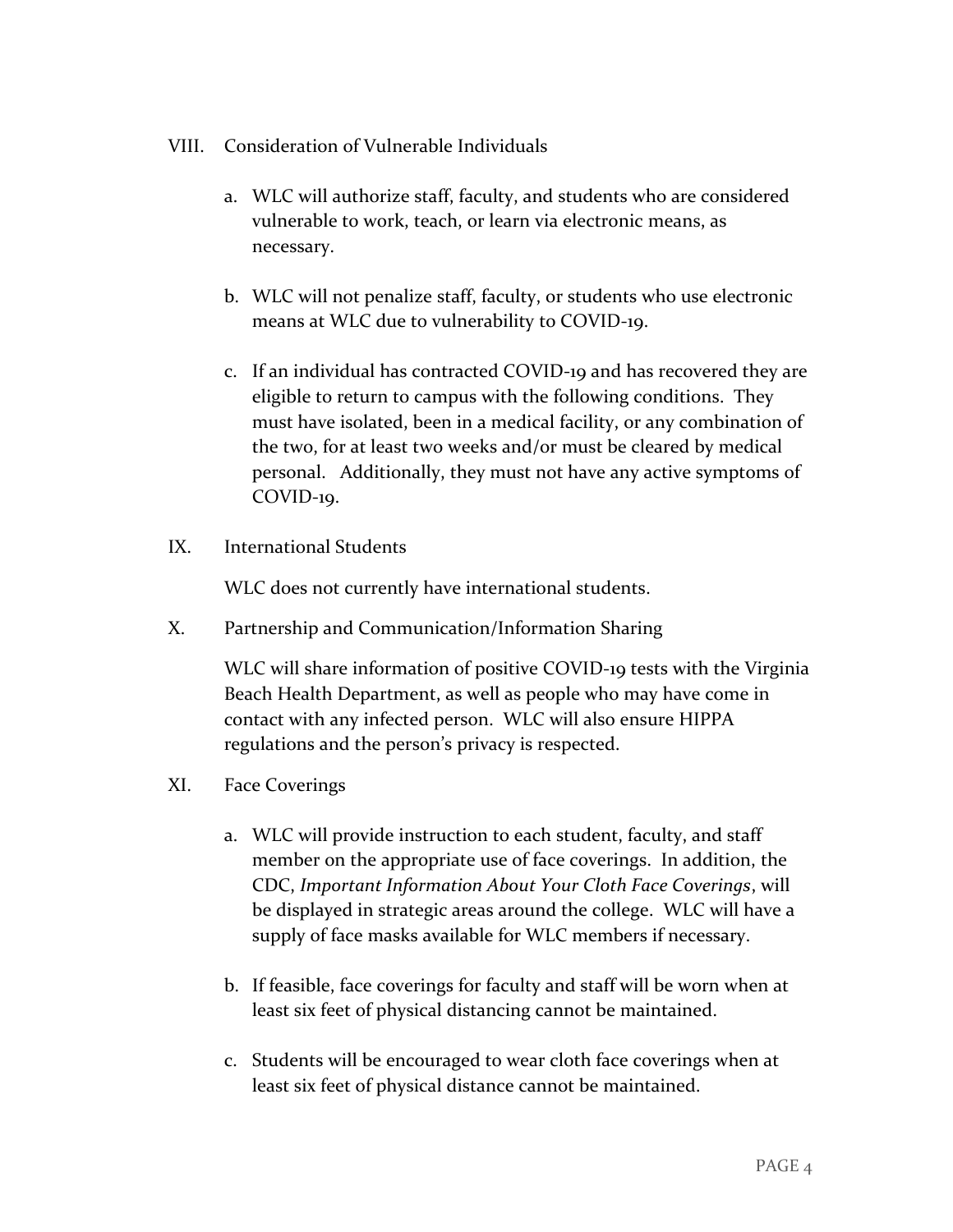VIII. Consideration of Vulnerable Individuals

a. WLC will authorize staff, faculty, and students who are considered vulnerable to work, teach, or learn via electronic means, as necessary.

b. WLC will not penalize staff, faculty, or students who use electronic means at WLC due to vulnerability to COVID-19.

c. If an individual has contracted COVID-19 and has recovered they are eligible to return to campus with the following conditions. They must have isolated, been in a medical facility, or any combination of the two, for at least two weeks and/or must be cleared by medical personal. Additionally, they must not have any active symptoms of COVID-19.

IX. International Students

WLC does not currently have international students.

X. Partnership and Communication/Information Sharing

WLC will share information of positive COVID-19 tests with the Virginia Beach Health Department, as well as people who may have come in contact with any infected person. WLC will also ensure HIPPA regulations and the person's privacy is respected.

XI. Face Coverings

a. WLC will provide instruction to each student, faculty, and staff member on the appropriate use of face coverings. In addition, the CDC, *Important Information About Your Cloth Face Coverings*, will be displayed in strategic areas around the college. WLC will have a supply of face masks available for WLC members if necessary.

b. If feasible, face coverings for faculty and staff will be worn when at least six feet of physical distancing cannot be maintained.

c. Students will be encouraged to wear cloth face coverings when at least six feet of physical distance cannot be maintained.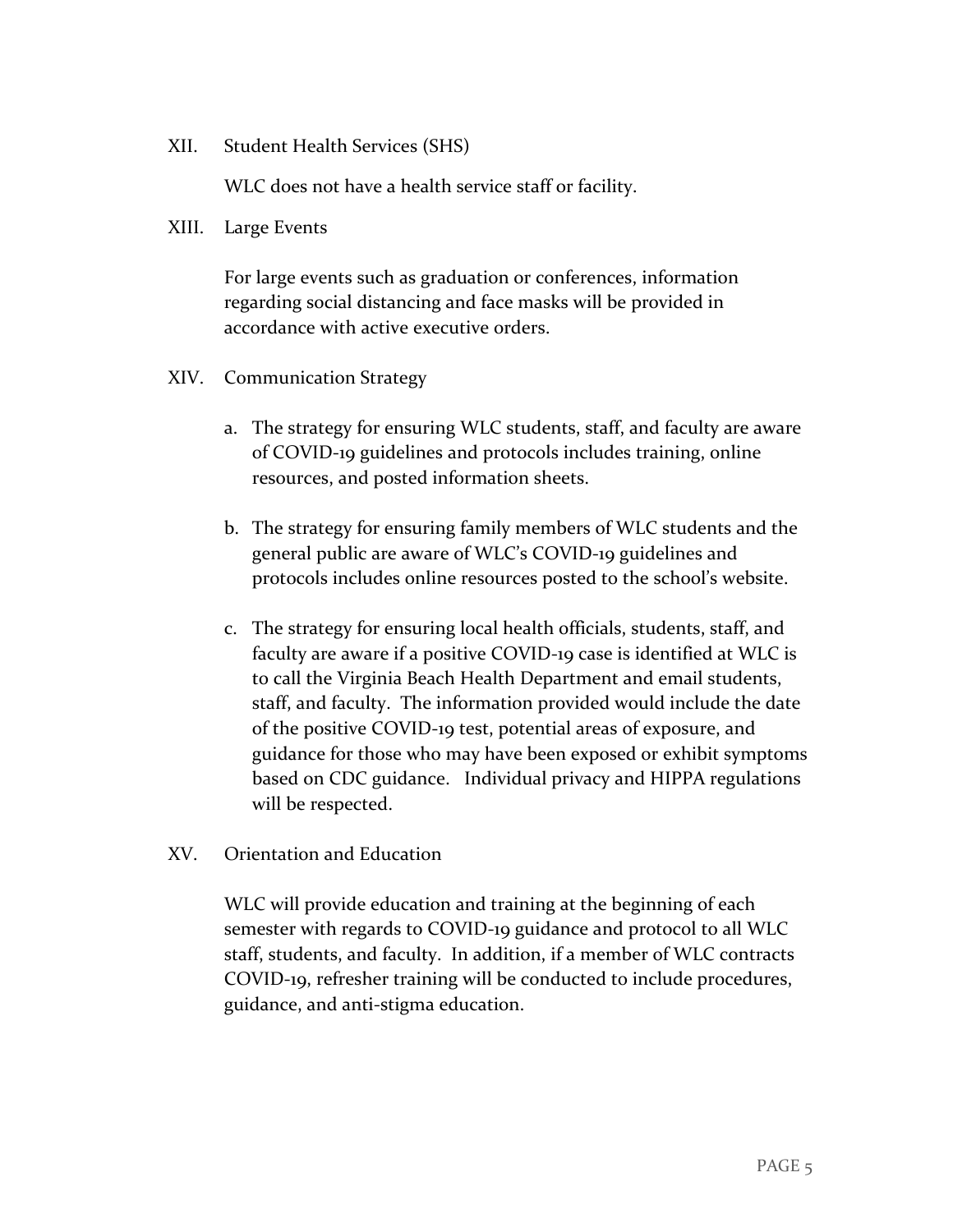XII. Student Health Services (SHS)

WLC does not have a health service staff or facility.

XIII. Large Events

For large events such as graduation or conferences, information regarding social distancing and face masks will be provided in accordance with active executive orders.

XIV. Communication Strategy

a. The strategy for ensuring WLC students, staff, and faculty are aware of COVID-19 guidelines and protocols includes training, online resources, and posted information sheets.

b. The strategy for ensuring family members of WLC students and the general public are aware of WLC's COVID-19 guidelines and protocols includes online resources posted to the school's website.

c. The strategy for ensuring local health officials, students, staff, and faculty are aware if a positive COVID-19 case is identified at WLC is to call the Virginia Beach Health Department and email students, staff, and faculty. The information provided would include the date of the positive COVID-19 test, potential areas of exposure, and guidance for those who may have been exposed or exhibit symptoms based on CDC guidance. Individual privacy and HIPPA regulations will be respected.

XV. Orientation and Education

WLC will provide education and training at the beginning of each semester with regards to COVID-19 guidance and protocol to all WLC staff, students, and faculty. In addition, if a member of WLC contracts COVID-19, refresher training will be conducted to include procedures, guidance, and anti-stigma education.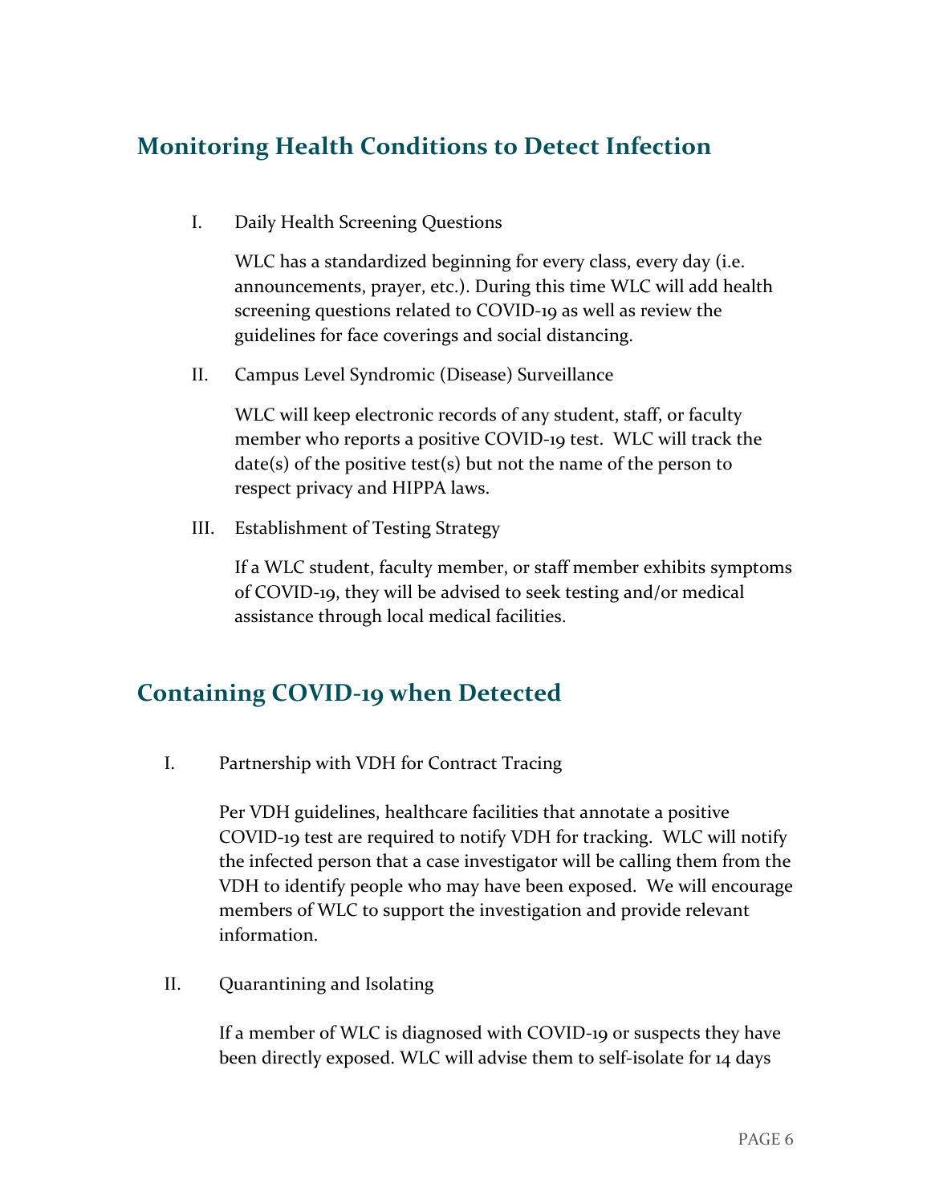## Monitoring Health Conditions to Detect Infection

I. Daily Health Screening Questions

WLC has a standardized beginning for every class, every day (i.e. announcements, prayer, etc.). During this time WLC will add health screening questions related to COVID-19 as well as review the guidelines for face coverings and social distancing.

II. Campus Level Syndromic (Disease) Surveillance

WLC will keep electronic records of any student, staff, or faculty member who reports a positive COVID-19 test. WLC will track the date(s) of the positive test(s) but not the name of the person to respect privacy and HIPPA laws.

III. Establishment of Testing Strategy

If a WLC student, faculty member, or staff member exhibits symptoms of COVID-19, they will be advised to seek testing and/or medical assistance through local medical facilities.

## Containing COVID-19 when Detected

I. Partnership with VDH for Contract Tracing

Per VDH guidelines, healthcare facilities that annotate a positive COVID-19 test are required to notify VDH for tracking. WLC will notify the infected person that a case investigator will be calling them from the VDH to identify people who may have been exposed. We will encourage members of WLC to support the investigation and provide relevant information.

II. Quarantining and Isolating

If a member of WLC is diagnosed with COVID-19 or suspects they have been directly exposed. WLC will advise them to self-isolate for 14 days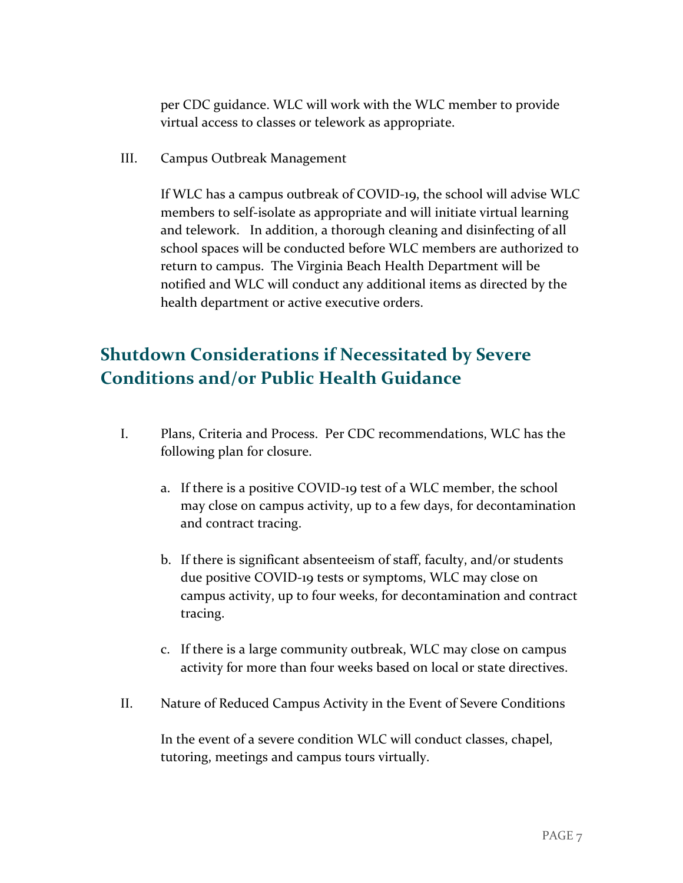per CDC guidance. WLC will work with the WLC member to provide virtual access to classes or telework as appropriate.

III. Campus Outbreak Management

If WLC has a campus outbreak of COVID-19, the school will advise WLC members to self-isolate as appropriate and will initiate virtual learning and telework. In addition, a thorough cleaning and disinfecting of all school spaces will be conducted before WLC members are authorized to return to campus. The Virginia Beach Health Department will be notified and WLC will conduct any additional items as directed by the health department or active executive orders.

## Shutdown Considerations if Necessitated by Severe Conditions and/or Public Health Guidance

I. Plans, Criteria and Process. Per CDC recommendations, WLC has the following plan for closure.

a. If there is a positive COVID-19 test of a WLC member, the school may close on campus activity, up to a few days, for decontamination and contract tracing.

b. If there is significant absenteeism of staff, faculty, and/or students due positive COVID-19 tests or symptoms, WLC may close on campus activity, up to four weeks, for decontamination and contract tracing.

c. If there is a large community outbreak, WLC may close on campus activity for more than four weeks based on local or state directives.

II. Nature of Reduced Campus Activity in the Event of Severe Conditions

In the event of a severe condition WLC will conduct classes, chapel, tutoring, meetings and campus tours virtually.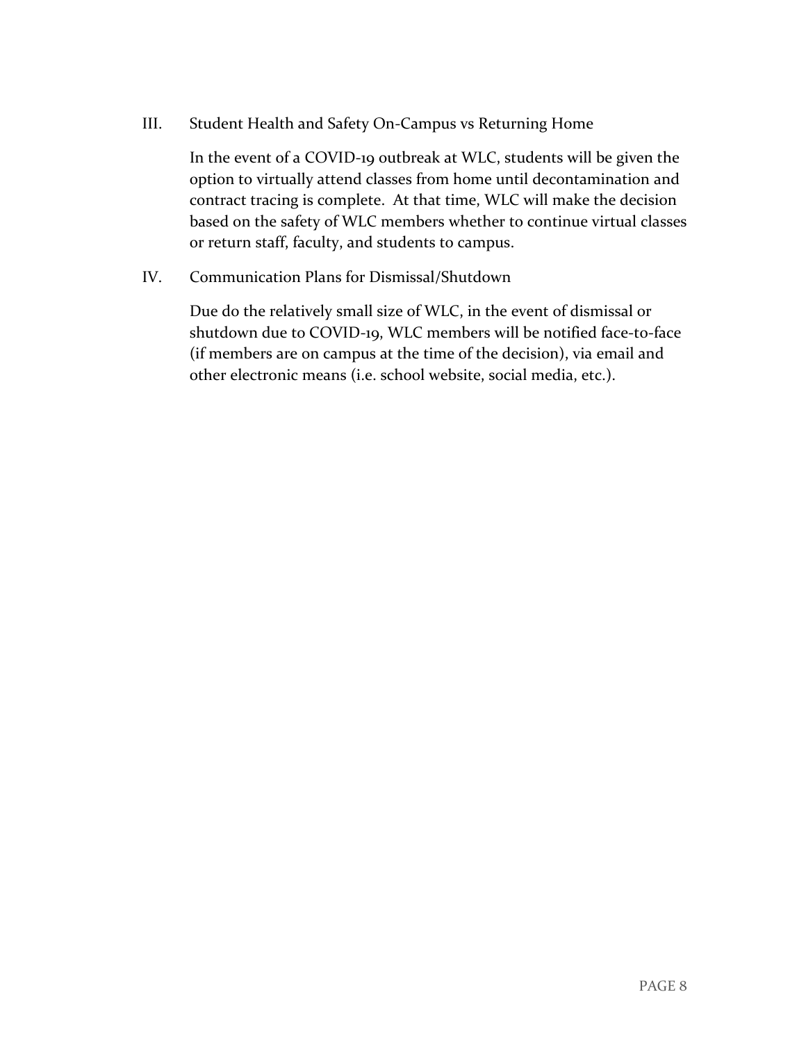## III. Student Health and Safety On-Campus vs Returning Home

In the event of a COVID-19 outbreak at WLC, students will be given the option to virtually attend classes from home until decontamination and contract tracing is complete. At that time, WLC will make the decision based on the safety of WLC members whether to continue virtual classes or return staff, faculty, and students to campus.

## IV. Communication Plans for Dismissal/Shutdown

Due do the relatively small size of WLC, in the event of dismissal or shutdown due to COVID-19, WLC members will be notified face-to-face (if members are on campus at the time of the decision), via email and other electronic means (i.e. school website, social media, etc.).